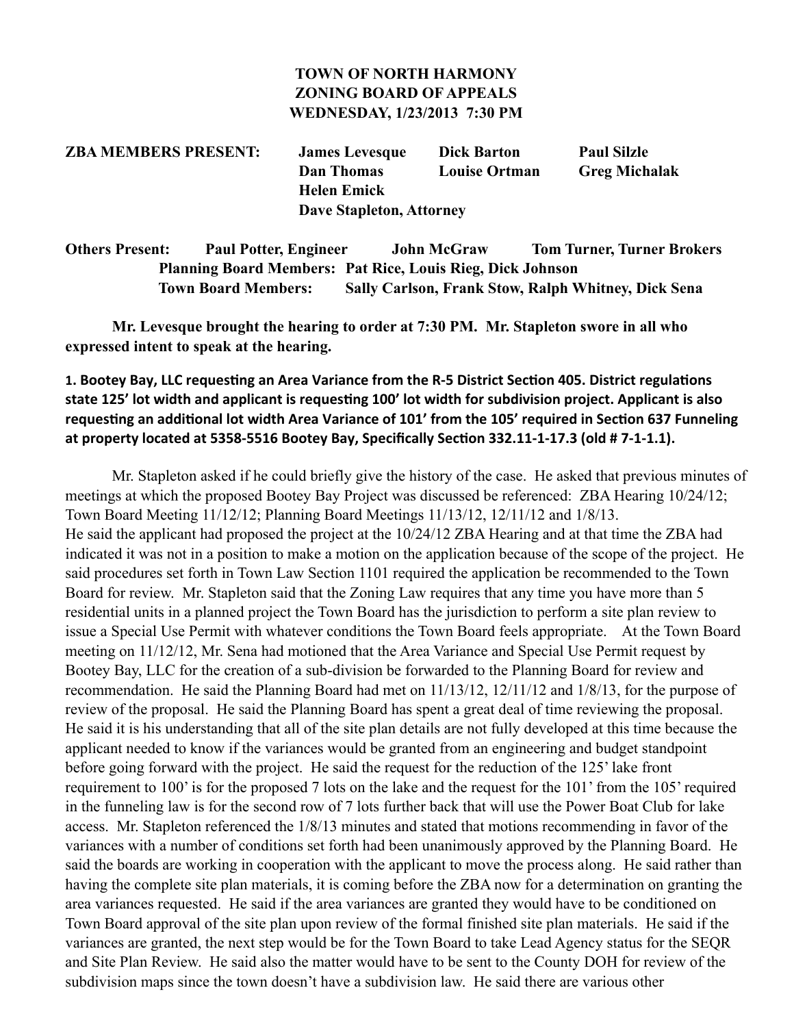**TOWN OF NORTH HARMONY**
**ZONING BOARD OF APPEALS**
**WEDNESDAY, 1/23/2013 7:30 PM**

**ZBA MEMBERS PRESENT:** **James Levesque** **Dick Barton** **Paul Silzle** **Dan Thomas** **Louise Ortman** **Greg Michalak** **Helen Emick** **Dave Stapleton, Attorney**

**Others Present:** **Paul Potter, Engineer** **John McGraw** **Tom Turner, Turner Brokers**
**Planning Board Members: Pat Rice, Louis Rieg, Dick Johnson**
**Town Board Members: Sally Carlson, Frank Stow, Ralph Whitney, Dick Sena**

**Mr. Levesque brought the hearing to order at 7:30 PM. Mr. Stapleton swore in all who expressed intent to speak at the hearing.**

**1. Bootey Bay, LLC requesting an Area Variance from the R-5 District Section 405. District regulations state 125' lot width and applicant is requesting 100' lot width for subdivision project. Applicant is also requesting an additional lot width Area Variance of 101' from the 105' required in Section 637 Funneling at property located at 5358-5516 Bootey Bay, Specifically Section 332.11-1-17.3 (old # 7-1-1.1).**

Mr. Stapleton asked if he could briefly give the history of the case. He asked that previous minutes of meetings at which the proposed Bootey Bay Project was discussed be referenced: ZBA Hearing 10/24/12; Town Board Meeting 11/12/12; Planning Board Meetings 11/13/12, 12/11/12 and 1/8/13.
He said the applicant had proposed the project at the 10/24/12 ZBA Hearing and at that time the ZBA had indicated it was not in a position to make a motion on the application because of the scope of the project. He said procedures set forth in Town Law Section 1101 required the application be recommended to the Town Board for review. Mr. Stapleton said that the Zoning Law requires that any time you have more than 5 residential units in a planned project the Town Board has the jurisdiction to perform a site plan review to issue a Special Use Permit with whatever conditions the Town Board feels appropriate. At the Town Board meeting on 11/12/12, Mr. Sena had motioned that the Area Variance and Special Use Permit request by Bootey Bay, LLC for the creation of a sub-division be forwarded to the Planning Board for review and recommendation. He said the Planning Board had met on 11/13/12, 12/11/12 and 1/8/13, for the purpose of review of the proposal. He said the Planning Board has spent a great deal of time reviewing the proposal. He said it is his understanding that all of the site plan details are not fully developed at this time because the applicant needed to know if the variances would be granted from an engineering and budget standpoint before going forward with the project. He said the request for the reduction of the 125' lake front requirement to 100' is for the proposed 7 lots on the lake and the request for the 101' from the 105' required in the funneling law is for the second row of 7 lots further back that will use the Power Boat Club for lake access. Mr. Stapleton referenced the 1/8/13 minutes and stated that motions recommending in favor of the variances with a number of conditions set forth had been unanimously approved by the Planning Board. He said the boards are working in cooperation with the applicant to move the process along. He said rather than having the complete site plan materials, it is coming before the ZBA now for a determination on granting the area variances requested. He said if the area variances are granted they would have to be conditioned on Town Board approval of the site plan upon review of the formal finished site plan materials. He said if the variances are granted, the next step would be for the Town Board to take Lead Agency status for the SEQR and Site Plan Review. He said also the matter would have to be sent to the County DOH for review of the subdivision maps since the town doesn't have a subdivision law. He said there are various other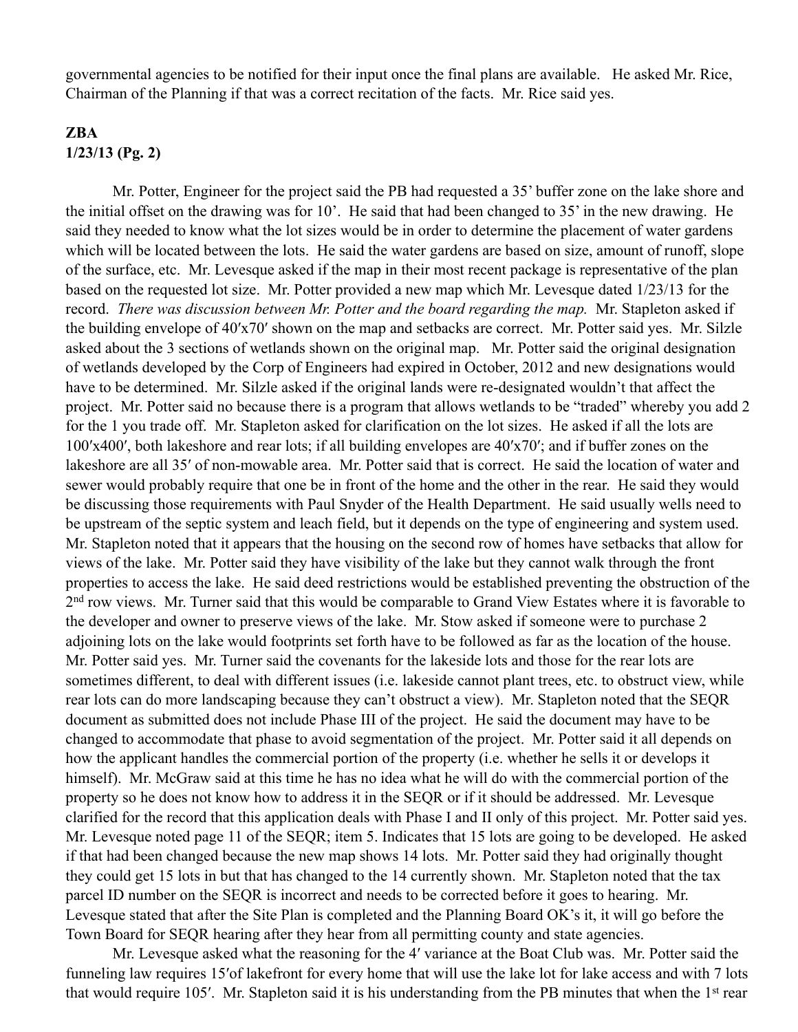governmental agencies to be notified for their input once the final plans are available. He asked Mr. Rice, Chairman of the Planning if that was a correct recitation of the facts. Mr. Rice said yes.

**ZBA**
**1/23/13 (Pg. 2)**

Mr. Potter, Engineer for the project said the PB had requested a 35' buffer zone on the lake shore and the initial offset on the drawing was for 10'. He said that had been changed to 35' in the new drawing. He said they needed to know what the lot sizes would be in order to determine the placement of water gardens which will be located between the lots. He said the water gardens are based on size, amount of runoff, slope of the surface, etc. Mr. Levesque asked if the map in their most recent package is representative of the plan based on the requested lot size. Mr. Potter provided a new map which Mr. Levesque dated 1/23/13 for the record. *There was discussion between Mr. Potter and the board regarding the map.* Mr. Stapleton asked if the building envelope of 40′x70′ shown on the map and setbacks are correct. Mr. Potter said yes. Mr. Silzle asked about the 3 sections of wetlands shown on the original map. Mr. Potter said the original designation of wetlands developed by the Corp of Engineers had expired in October, 2012 and new designations would have to be determined. Mr. Silzle asked if the original lands were re-designated wouldn't that affect the project. Mr. Potter said no because there is a program that allows wetlands to be "traded" whereby you add 2 for the 1 you trade off. Mr. Stapleton asked for clarification on the lot sizes. He asked if all the lots are 100′x400′, both lakeshore and rear lots; if all building envelopes are 40′x70′; and if buffer zones on the lakeshore are all 35′ of non-mowable area. Mr. Potter said that is correct. He said the location of water and sewer would probably require that one be in front of the home and the other in the rear. He said they would be discussing those requirements with Paul Snyder of the Health Department. He said usually wells need to be upstream of the septic system and leach field, but it depends on the type of engineering and system used. Mr. Stapleton noted that it appears that the housing on the second row of homes have setbacks that allow for views of the lake. Mr. Potter said they have visibility of the lake but they cannot walk through the front properties to access the lake. He said deed restrictions would be established preventing the obstruction of the 2nd row views. Mr. Turner said that this would be comparable to Grand View Estates where it is favorable to the developer and owner to preserve views of the lake. Mr. Stow asked if someone were to purchase 2 adjoining lots on the lake would footprints set forth have to be followed as far as the location of the house. Mr. Potter said yes. Mr. Turner said the covenants for the lakeside lots and those for the rear lots are sometimes different, to deal with different issues (i.e. lakeside cannot plant trees, etc. to obstruct view, while rear lots can do more landscaping because they can't obstruct a view). Mr. Stapleton noted that the SEQR document as submitted does not include Phase III of the project. He said the document may have to be changed to accommodate that phase to avoid segmentation of the project. Mr. Potter said it all depends on how the applicant handles the commercial portion of the property (i.e. whether he sells it or develops it himself). Mr. McGraw said at this time he has no idea what he will do with the commercial portion of the property so he does not know how to address it in the SEQR or if it should be addressed. Mr. Levesque clarified for the record that this application deals with Phase I and II only of this project. Mr. Potter said yes. Mr. Levesque noted page 11 of the SEQR; item 5. Indicates that 15 lots are going to be developed. He asked if that had been changed because the new map shows 14 lots. Mr. Potter said they had originally thought they could get 15 lots in but that has changed to the 14 currently shown. Mr. Stapleton noted that the tax parcel ID number on the SEQR is incorrect and needs to be corrected before it goes to hearing. Mr. Levesque stated that after the Site Plan is completed and the Planning Board OK's it, it will go before the Town Board for SEQR hearing after they hear from all permitting county and state agencies.

Mr. Levesque asked what the reasoning for the 4′ variance at the Boat Club was. Mr. Potter said the funneling law requires 15′of lakefront for every home that will use the lake lot for lake access and with 7 lots that would require 105′. Mr. Stapleton said it is his understanding from the PB minutes that when the 1st rear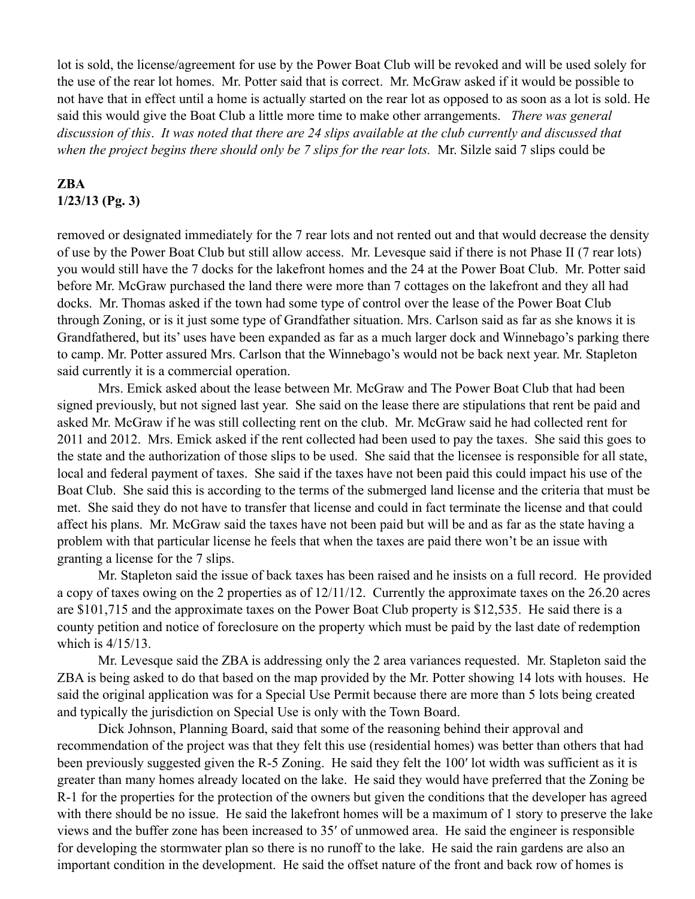lot is sold, the license/agreement for use by the Power Boat Club will be revoked and will be used solely for the use of the rear lot homes. Mr. Potter said that is correct. Mr. McGraw asked if it would be possible to not have that in effect until a home is actually started on the rear lot as opposed to as soon as a lot is sold. He said this would give the Boat Club a little more time to make other arrangements. *There was general discussion of this. It was noted that there are 24 slips available at the club currently and discussed that when the project begins there should only be 7 slips for the rear lots.* Mr. Silzle said 7 slips could be removed or designated immediately for the 7 rear lots and not rented out and that would decrease the density of use by the Power Boat Club but still allow access. Mr. Levesque said if there is not Phase II (7 rear lots) you would still have the 7 docks for the lakefront homes and the 24 at the Power Boat Club. Mr. Potter said before Mr. McGraw purchased the land there were more than 7 cottages on the lakefront and they all had docks. Mr. Thomas asked if the town had some type of control over the lease of the Power Boat Club through Zoning, or is it just some type of Grandfather situation. Mrs. Carlson said as far as she knows it is Grandfathered, but its' uses have been expanded as far as a much larger dock and Winnebago's parking there to camp. Mr. Potter assured Mrs. Carlson that the Winnebago's would not be back next year. Mr. Stapleton said currently it is a commercial operation.

Mrs. Emick asked about the lease between Mr. McGraw and The Power Boat Club that had been signed previously, but not signed last year. She said on the lease there are stipulations that rent be paid and asked Mr. McGraw if he was still collecting rent on the club. Mr. McGraw said he had collected rent for 2011 and 2012. Mrs. Emick asked if the rent collected had been used to pay the taxes. She said this goes to the state and the authorization of those slips to be used. She said that the licensee is responsible for all state, local and federal payment of taxes. She said if the taxes have not been paid this could impact his use of the Boat Club. She said this is according to the terms of the submerged land license and the criteria that must be met. She said they do not have to transfer that license and could in fact terminate the license and that could affect his plans. Mr. McGraw said the taxes have not been paid but will be and as far as the state having a problem with that particular license he feels that when the taxes are paid there won't be an issue with granting a license for the 7 slips.

Mr. Stapleton said the issue of back taxes has been raised and he insists on a full record. He provided a copy of taxes owing on the 2 properties as of 12/11/12. Currently the approximate taxes on the 26.20 acres are $101,715 and the approximate taxes on the Power Boat Club property is $12,535. He said there is a county petition and notice of foreclosure on the property which must be paid by the last date of redemption which is 4/15/13.

Mr. Levesque said the ZBA is addressing only the 2 area variances requested. Mr. Stapleton said the ZBA is being asked to do that based on the map provided by the Mr. Potter showing 14 lots with houses. He said the original application was for a Special Use Permit because there are more than 5 lots being created and typically the jurisdiction on Special Use is only with the Town Board.

Dick Johnson, Planning Board, said that some of the reasoning behind their approval and recommendation of the project was that they felt this use (residential homes) was better than others that had been previously suggested given the R-5 Zoning. He said they felt the 100′ lot width was sufficient as it is greater than many homes already located on the lake. He said they would have preferred that the Zoning be R-1 for the properties for the protection of the owners but given the conditions that the developer has agreed with there should be no issue. He said the lakefront homes will be a maximum of 1 story to preserve the lake views and the buffer zone has been increased to 35′ of unmowed area. He said the engineer is responsible for developing the stormwater plan so there is no runoff to the lake. He said the rain gardens are also an important condition in the development. He said the offset nature of the front and back row of homes is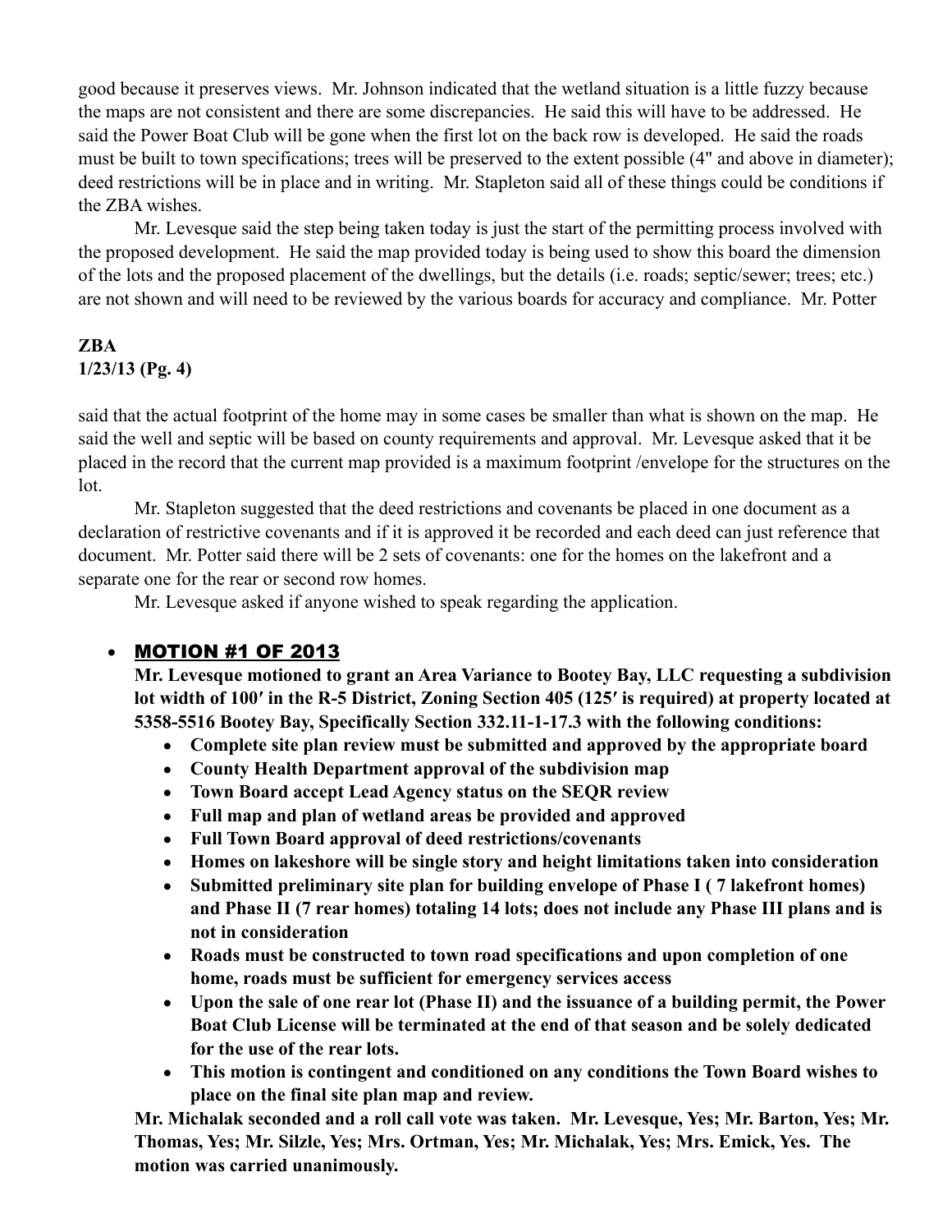good because it preserves views. Mr. Johnson indicated that the wetland situation is a little fuzzy because the maps are not consistent and there are some discrepancies. He said this will have to be addressed. He said the Power Boat Club will be gone when the first lot on the back row is developed. He said the roads must be built to town specifications; trees will be preserved to the extent possible (4" and above in diameter); deed restrictions will be in place and in writing. Mr. Stapleton said all of these things could be conditions if the ZBA wishes.

Mr. Levesque said the step being taken today is just the start of the permitting process involved with the proposed development. He said the map provided today is being used to show this board the dimension of the lots and the proposed placement of the dwellings, but the details (i.e. roads; septic/sewer; trees; etc.) are not shown and will need to be reviewed by the various boards for accuracy and compliance. Mr. Potter said that the actual footprint of the home may in some cases be smaller than what is shown on the map. He said the well and septic will be based on county requirements and approval. Mr. Levesque asked that it be placed in the record that the current map provided is a maximum footprint /envelope for the structures on the lot.

Mr. Stapleton suggested that the deed restrictions and covenants be placed in one document as a declaration of restrictive covenants and if it is approved it be recorded and each deed can just reference that document. Mr. Potter said there will be 2 sets of covenants: one for the homes on the lakefront and a separate one for the rear or second row homes.

Mr. Levesque asked if anyone wished to speak regarding the application.

- **MOTION #1 OF 2013**

  **Mr. Levesque motioned to grant an Area Variance to Bootey Bay, LLC requesting a subdivision lot width of 100′ in the R-5 District, Zoning Section 405 (125′ is required) at property located at 5358-5516 Bootey Bay, Specifically Section 332.11-1-17.3 with the following conditions:**
  - **Complete site plan review must be submitted and approved by the appropriate board**
  - **County Health Department approval of the subdivision map**
  - **Town Board accept Lead Agency status on the SEQR review**
  - **Full map and plan of wetland areas be provided and approved**
  - **Full Town Board approval of deed restrictions/covenants**
  - **Homes on lakeshore will be single story and height limitations taken into consideration**
  - **Submitted preliminary site plan for building envelope of Phase I ( 7 lakefront homes) and Phase II (7 rear homes) totaling 14 lots; does not include any Phase III plans and is not in consideration**
  - **Roads must be constructed to town road specifications and upon completion of one home, roads must be sufficient for emergency services access**
  - **Upon the sale of one rear lot (Phase II) and the issuance of a building permit, the Power Boat Club License will be terminated at the end of that season and be solely dedicated for the use of the rear lots.**
  - **This motion is contingent and conditioned on any conditions the Town Board wishes to place on the final site plan map and review.**

  **Mr. Michalak seconded and a roll call vote was taken. Mr. Levesque, Yes; Mr. Barton, Yes; Mr. Thomas, Yes; Mr. Silzle, Yes; Mrs. Ortman, Yes; Mr. Michalak, Yes; Mrs. Emick, Yes. The motion was carried unanimously.**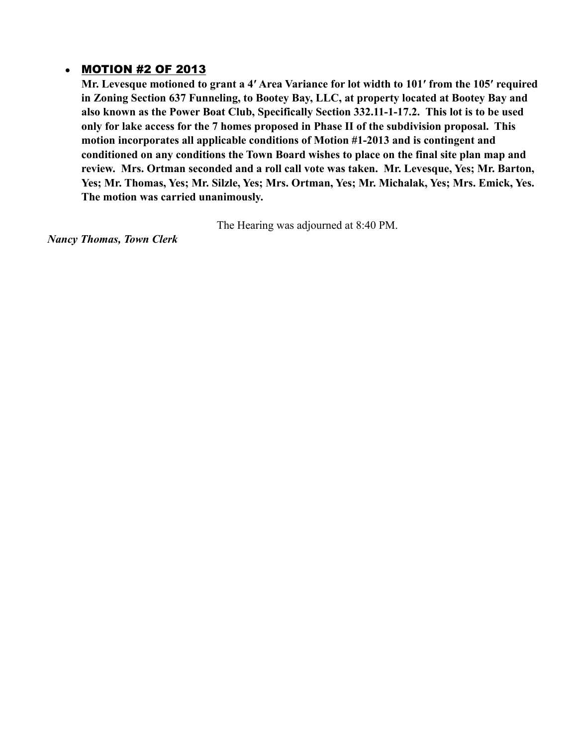- **MOTION #2 OF 2013**

  **Mr. Levesque motioned to grant a 4′ Area Variance for lot width to 101′ from the 105′ required in Zoning Section 637 Funneling, to Bootey Bay, LLC, at property located at Bootey Bay and also known as the Power Boat Club, Specifically Section 332.11-1-17.2. This lot is to be used only for lake access for the 7 homes proposed in Phase II of the subdivision proposal. This motion incorporates all applicable conditions of Motion #1-2013 and is contingent and conditioned on any conditions the Town Board wishes to place on the final site plan map and review. Mrs. Ortman seconded and a roll call vote was taken. Mr. Levesque, Yes; Mr. Barton, Yes; Mr. Thomas, Yes; Mr. Silzle, Yes; Mrs. Ortman, Yes; Mr. Michalak, Yes; Mrs. Emick, Yes. The motion was carried unanimously.**

The Hearing was adjourned at 8:40 PM.

***Nancy Thomas, Town Clerk***